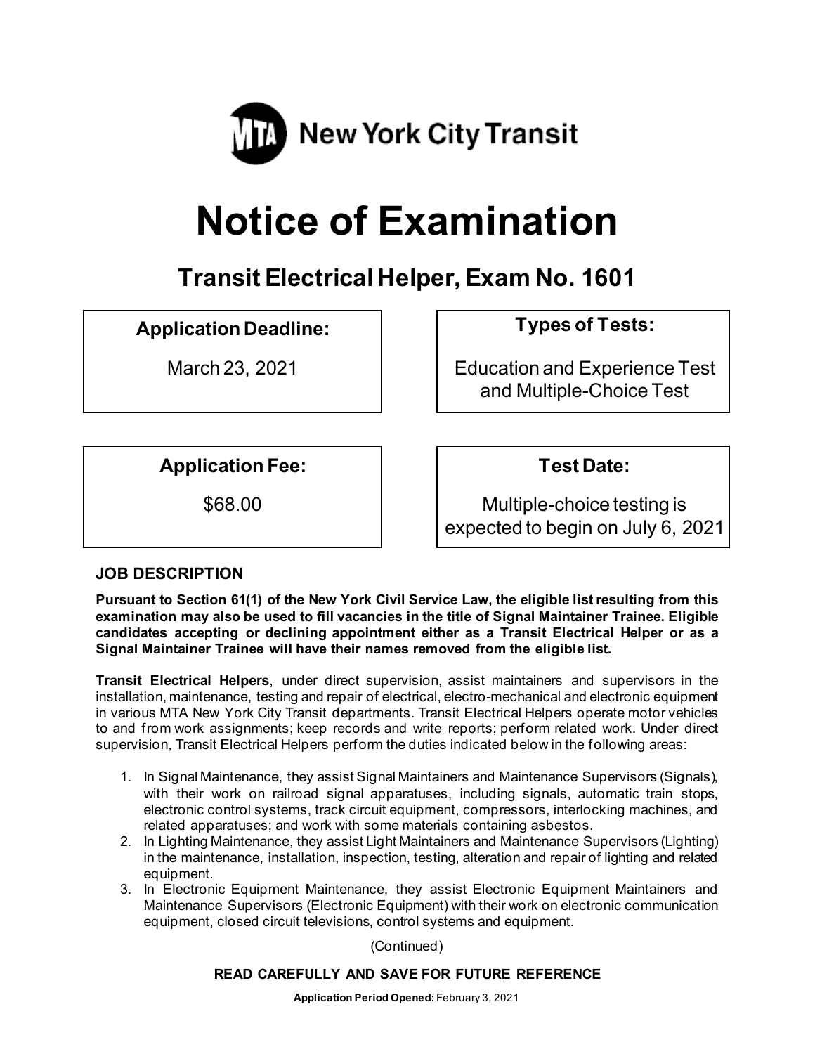MTA New York City Transit

# Notice of Examination

## Transit Electrical Helper, Exam No. 1601

| Application Deadline: | Types of Tests: |
|---|---|
| March 23, 2021 | Education and Experience Test and Multiple-Choice Test |

| Application Fee: | Test Date: |
|---|---|
| $68.00 | Multiple-choice testing is expected to begin on July 6, 2021 |

### JOB DESCRIPTION

**Pursuant to Section 61(1) of the New York Civil Service Law, the eligible list resulting from this examination may also be used to fill vacancies in the title of Signal Maintainer Trainee. Eligible candidates accepting or declining appointment either as a Transit Electrical Helper or as a Signal Maintainer Trainee will have their names removed from the eligible list.**

**Transit Electrical Helpers**, under direct supervision, assist maintainers and supervisors in the installation, maintenance, testing and repair of electrical, electro-mechanical and electronic equipment in various MTA New York City Transit departments. Transit Electrical Helpers operate motor vehicles to and from work assignments; keep records and write reports; perform related work. Under direct supervision, Transit Electrical Helpers perform the duties indicated below in the following areas:

1. In Signal Maintenance, they assist Signal Maintainers and Maintenance Supervisors (Signals), with their work on railroad signal apparatuses, including signals, automatic train stops, electronic control systems, track circuit equipment, compressors, interlocking machines, and related apparatuses; and work with some materials containing asbestos.
2. In Lighting Maintenance, they assist Light Maintainers and Maintenance Supervisors (Lighting) in the maintenance, installation, inspection, testing, alteration and repair of lighting and related equipment.
3. In Electronic Equipment Maintenance, they assist Electronic Equipment Maintainers and Maintenance Supervisors (Electronic Equipment) with their work on electronic communication equipment, closed circuit televisions, control systems and equipment.

(Continued)

**READ CAREFULLY AND SAVE FOR FUTURE REFERENCE**

**Application Period Opened:** February 3, 2021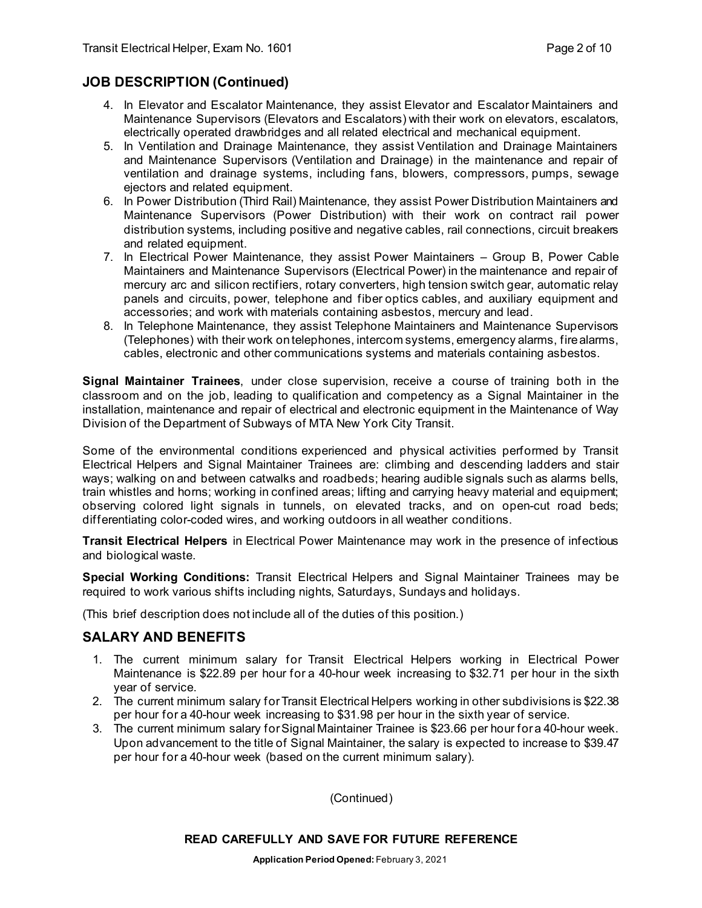## JOB DESCRIPTION (Continued)

4. In Elevator and Escalator Maintenance, they assist Elevator and Escalator Maintainers and Maintenance Supervisors (Elevators and Escalators) with their work on elevators, escalators, electrically operated drawbridges and all related electrical and mechanical equipment.
5. In Ventilation and Drainage Maintenance, they assist Ventilation and Drainage Maintainers and Maintenance Supervisors (Ventilation and Drainage) in the maintenance and repair of ventilation and drainage systems, including fans, blowers, compressors, pumps, sewage ejectors and related equipment.
6. In Power Distribution (Third Rail) Maintenance, they assist Power Distribution Maintainers and Maintenance Supervisors (Power Distribution) with their work on contract rail power distribution systems, including positive and negative cables, rail connections, circuit breakers and related equipment.
7. In Electrical Power Maintenance, they assist Power Maintainers – Group B, Power Cable Maintainers and Maintenance Supervisors (Electrical Power) in the maintenance and repair of mercury arc and silicon rectifiers, rotary converters, high tension switch gear, automatic relay panels and circuits, power, telephone and fiber optics cables, and auxiliary equipment and accessories; and work with materials containing asbestos, mercury and lead.
8. In Telephone Maintenance, they assist Telephone Maintainers and Maintenance Supervisors (Telephones) with their work on telephones, intercom systems, emergency alarms, fire alarms, cables, electronic and other communications systems and materials containing asbestos.

**Signal Maintainer Trainees**, under close supervision, receive a course of training both in the classroom and on the job, leading to qualification and competency as a Signal Maintainer in the installation, maintenance and repair of electrical and electronic equipment in the Maintenance of Way Division of the Department of Subways of MTA New York City Transit.

Some of the environmental conditions experienced and physical activities performed by Transit Electrical Helpers and Signal Maintainer Trainees are: climbing and descending ladders and stair ways; walking on and between catwalks and roadbeds; hearing audible signals such as alarms bells, train whistles and horns; working in confined areas; lifting and carrying heavy material and equipment; observing colored light signals in tunnels, on elevated tracks, and on open-cut road beds; differentiating color-coded wires, and working outdoors in all weather conditions.

**Transit Electrical Helpers** in Electrical Power Maintenance may work in the presence of infectious and biological waste.

**Special Working Conditions:** Transit Electrical Helpers and Signal Maintainer Trainees may be required to work various shifts including nights, Saturdays, Sundays and holidays.

(This brief description does not include all of the duties of this position.)

## SALARY AND BENEFITS

1. The current minimum salary for Transit Electrical Helpers working in Electrical Power Maintenance is $22.89 per hour for a 40-hour week increasing to $32.71 per hour in the sixth year of service.
2. The current minimum salary for Transit Electrical Helpers working in other subdivisions is $22.38 per hour for a 40-hour week increasing to $31.98 per hour in the sixth year of service.
3. The current minimum salary for Signal Maintainer Trainee is $23.66 per hour for a 40-hour week. Upon advancement to the title of Signal Maintainer, the salary is expected to increase to $39.47 per hour for a 40-hour week (based on the current minimum salary).

(Continued)

**READ CAREFULLY AND SAVE FOR FUTURE REFERENCE**

**Application Period Opened:** February 3, 2021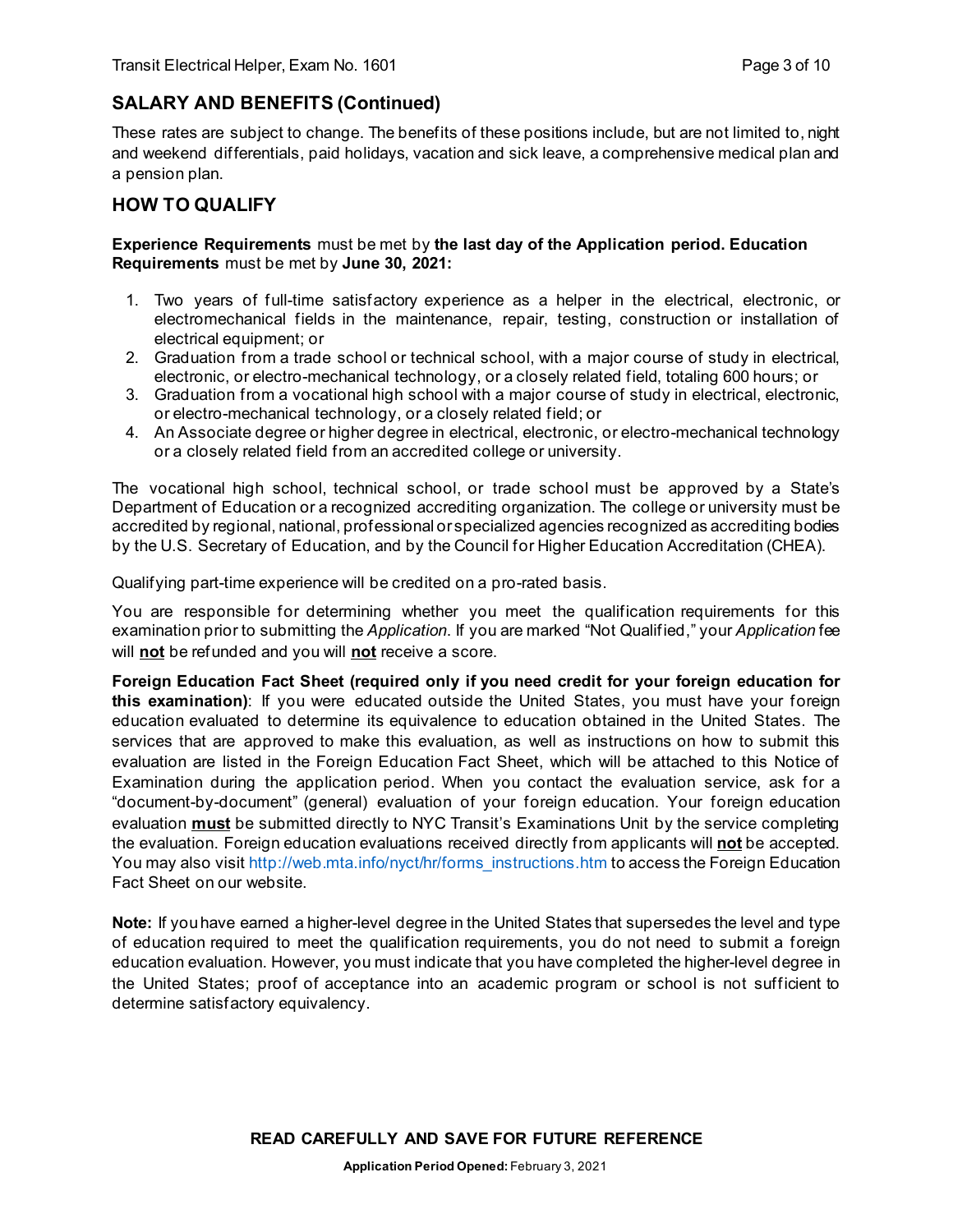## SALARY AND BENEFITS (Continued)

These rates are subject to change. The benefits of these positions include, but are not limited to, night and weekend differentials, paid holidays, vacation and sick leave, a comprehensive medical plan and a pension plan.

## HOW TO QUALIFY

**Experience Requirements** must be met by **the last day of the Application period. Education Requirements** must be met by **June 30, 2021:**

1. Two years of full-time satisfactory experience as a helper in the electrical, electronic, or electromechanical fields in the maintenance, repair, testing, construction or installation of electrical equipment; or
2. Graduation from a trade school or technical school, with a major course of study in electrical, electronic, or electro-mechanical technology, or a closely related field, totaling 600 hours; or
3. Graduation from a vocational high school with a major course of study in electrical, electronic, or electro-mechanical technology, or a closely related field; or
4. An Associate degree or higher degree in electrical, electronic, or electro-mechanical technology or a closely related field from an accredited college or university.

The vocational high school, technical school, or trade school must be approved by a State's Department of Education or a recognized accrediting organization. The college or university must be accredited by regional, national, professional or specialized agencies recognized as accrediting bodies by the U.S. Secretary of Education, and by the Council for Higher Education Accreditation (CHEA).

Qualifying part-time experience will be credited on a pro-rated basis.

You are responsible for determining whether you meet the qualification requirements for this examination prior to submitting the *Application*. If you are marked "Not Qualified," your *Application* fee will **not** be refunded and you will **not** receive a score.

**Foreign Education Fact Sheet (required only if you need credit for your foreign education for this examination)**: If you were educated outside the United States, you must have your foreign education evaluated to determine its equivalence to education obtained in the United States. The services that are approved to make this evaluation, as well as instructions on how to submit this evaluation are listed in the Foreign Education Fact Sheet, which will be attached to this Notice of Examination during the application period. When you contact the evaluation service, ask for a "document-by-document" (general) evaluation of your foreign education. Your foreign education evaluation **must** be submitted directly to NYC Transit's Examinations Unit by the service completing the evaluation. Foreign education evaluations received directly from applicants will **not** be accepted. You may also visit http://web.mta.info/nyct/hr/forms_instructions.htm to access the Foreign Education Fact Sheet on our website.

**Note:** If you have earned a higher-level degree in the United States that supersedes the level and type of education required to meet the qualification requirements, you do not need to submit a foreign education evaluation. However, you must indicate that you have completed the higher-level degree in the United States; proof of acceptance into an academic program or school is not sufficient to determine satisfactory equivalency.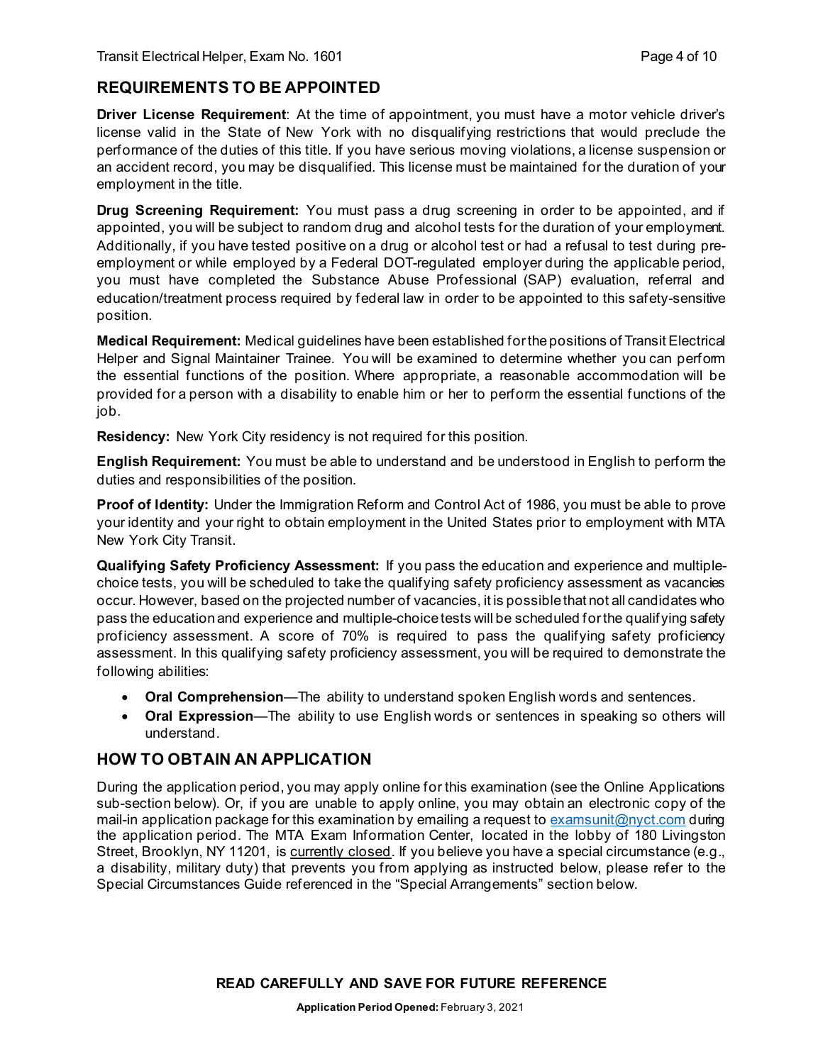## REQUIREMENTS TO BE APPOINTED

**Driver License Requirement**: At the time of appointment, you must have a motor vehicle driver's license valid in the State of New York with no disqualifying restrictions that would preclude the performance of the duties of this title. If you have serious moving violations, a license suspension or an accident record, you may be disqualified. This license must be maintained for the duration of your employment in the title.

**Drug Screening Requirement:** You must pass a drug screening in order to be appointed, and if appointed, you will be subject to random drug and alcohol tests for the duration of your employment. Additionally, if you have tested positive on a drug or alcohol test or had a refusal to test during pre-employment or while employed by a Federal DOT-regulated employer during the applicable period, you must have completed the Substance Abuse Professional (SAP) evaluation, referral and education/treatment process required by federal law in order to be appointed to this safety-sensitive position.

**Medical Requirement:** Medical guidelines have been established for the positions of Transit Electrical Helper and Signal Maintainer Trainee. You will be examined to determine whether you can perform the essential functions of the position. Where appropriate, a reasonable accommodation will be provided for a person with a disability to enable him or her to perform the essential functions of the job.

**Residency:** New York City residency is not required for this position.

**English Requirement:** You must be able to understand and be understood in English to perform the duties and responsibilities of the position.

**Proof of Identity:** Under the Immigration Reform and Control Act of 1986, you must be able to prove your identity and your right to obtain employment in the United States prior to employment with MTA New York City Transit.

**Qualifying Safety Proficiency Assessment:** If you pass the education and experience and multiple-choice tests, you will be scheduled to take the qualifying safety proficiency assessment as vacancies occur. However, based on the projected number of vacancies, it is possible that not all candidates who pass the education and experience and multiple-choice tests will be scheduled for the qualifying safety proficiency assessment. A score of 70% is required to pass the qualifying safety proficiency assessment. In this qualifying safety proficiency assessment, you will be required to demonstrate the following abilities:

- **Oral Comprehension**—The ability to understand spoken English words and sentences.
- **Oral Expression**—The ability to use English words or sentences in speaking so others will understand.

## HOW TO OBTAIN AN APPLICATION

During the application period, you may apply online for this examination (see the Online Applications sub-section below). Or, if you are unable to apply online, you may obtain an electronic copy of the mail-in application package for this examination by emailing a request to examsunit@nyct.com during the application period. The MTA Exam Information Center, located in the lobby of 180 Livingston Street, Brooklyn, NY 11201, is currently closed. If you believe you have a special circumstance (e.g., a disability, military duty) that prevents you from applying as instructed below, please refer to the Special Circumstances Guide referenced in the "Special Arrangements" section below.

**READ CAREFULLY AND SAVE FOR FUTURE REFERENCE**

**Application Period Opened:** February 3, 2021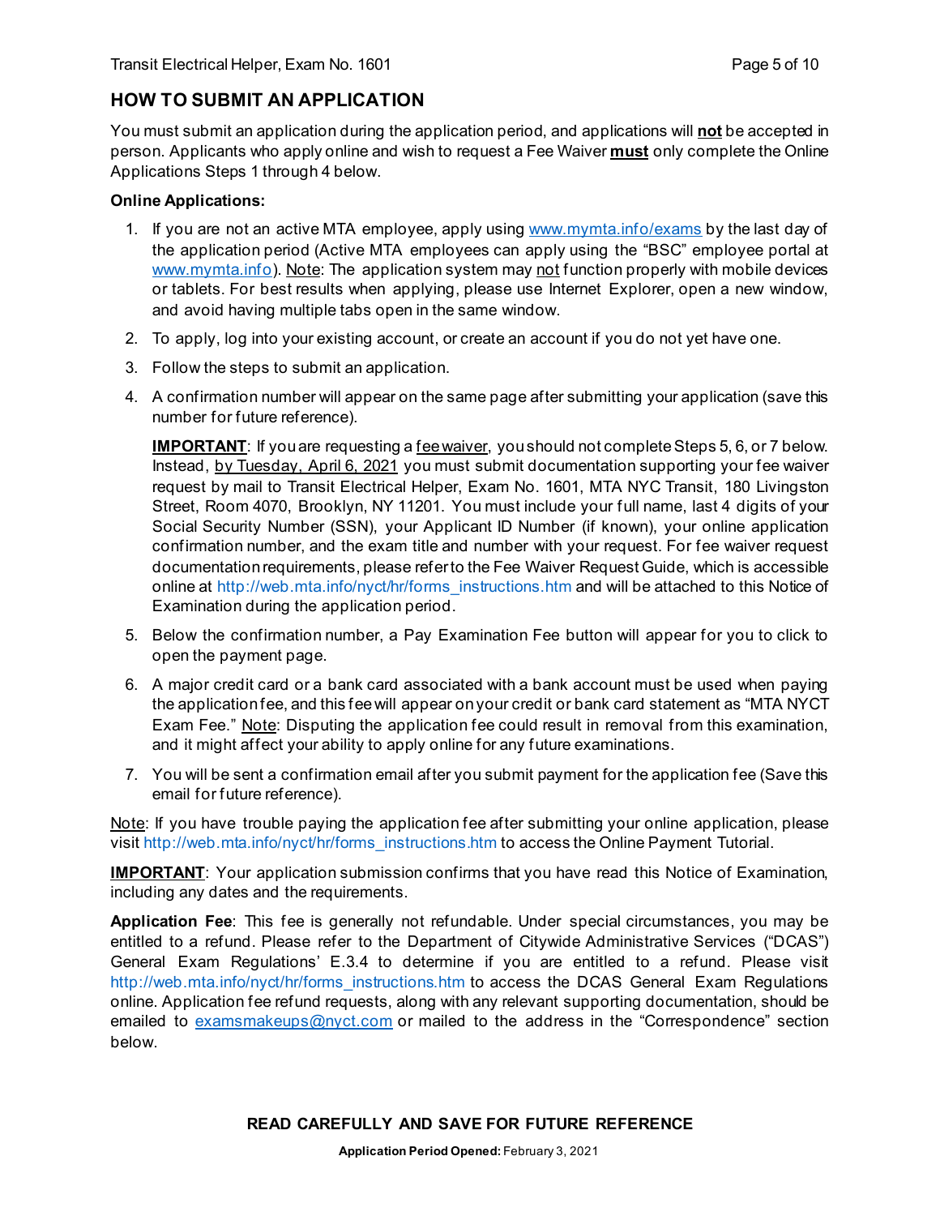## HOW TO SUBMIT AN APPLICATION

You must submit an application during the application period, and applications will **not** be accepted in person. Applicants who apply online and wish to request a Fee Waiver **must** only complete the Online Applications Steps 1 through 4 below.

**Online Applications:**

1. If you are not an active MTA employee, apply using www.mymta.info/exams by the last day of the application period (Active MTA employees can apply using the "BSC" employee portal at www.mymta.info). Note: The application system may not function properly with mobile devices or tablets. For best results when applying, please use Internet Explorer, open a new window, and avoid having multiple tabs open in the same window.
2. To apply, log into your existing account, or create an account if you do not yet have one.
3. Follow the steps to submit an application.
4. A confirmation number will appear on the same page after submitting your application (save this number for future reference).

   **IMPORTANT**: If you are requesting a fee waiver, you should not complete Steps 5, 6, or 7 below. Instead, by Tuesday, April 6, 2021 you must submit documentation supporting your fee waiver request by mail to Transit Electrical Helper, Exam No. 1601, MTA NYC Transit, 180 Livingston Street, Room 4070, Brooklyn, NY 11201. You must include your full name, last 4 digits of your Social Security Number (SSN), your Applicant ID Number (if known), your online application confirmation number, and the exam title and number with your request. For fee waiver request documentation requirements, please refer to the Fee Waiver Request Guide, which is accessible online at http://web.mta.info/nyct/hr/forms_instructions.htm and will be attached to this Notice of Examination during the application period.

5. Below the confirmation number, a Pay Examination Fee button will appear for you to click to open the payment page.
6. A major credit card or a bank card associated with a bank account must be used when paying the application fee, and this fee will appear on your credit or bank card statement as "MTA NYCT Exam Fee." Note: Disputing the application fee could result in removal from this examination, and it might affect your ability to apply online for any future examinations.
7. You will be sent a confirmation email after you submit payment for the application fee (Save this email for future reference).

Note: If you have trouble paying the application fee after submitting your online application, please visit http://web.mta.info/nyct/hr/forms_instructions.htm to access the Online Payment Tutorial.

**IMPORTANT**: Your application submission confirms that you have read this Notice of Examination, including any dates and the requirements.

**Application Fee**: This fee is generally not refundable. Under special circumstances, you may be entitled to a refund. Please refer to the Department of Citywide Administrative Services ("DCAS") General Exam Regulations' E.3.4 to determine if you are entitled to a refund. Please visit http://web.mta.info/nyct/hr/forms_instructions.htm to access the DCAS General Exam Regulations online. Application fee refund requests, along with any relevant supporting documentation, should be emailed to examsmakeups@nyct.com or mailed to the address in the "Correspondence" section below.

**READ CAREFULLY AND SAVE FOR FUTURE REFERENCE**

**Application Period Opened:** February 3, 2021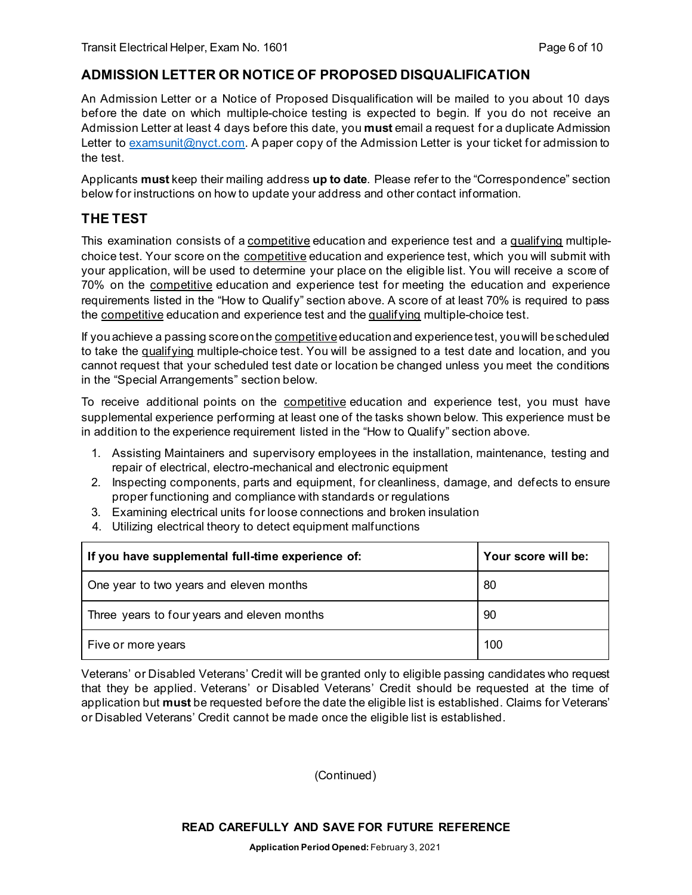## ADMISSION LETTER OR NOTICE OF PROPOSED DISQUALIFICATION

An Admission Letter or a Notice of Proposed Disqualification will be mailed to you about 10 days before the date on which multiple-choice testing is expected to begin. If you do not receive an Admission Letter at least 4 days before this date, you **must** email a request for a duplicate Admission Letter to examsunit@nyct.com. A paper copy of the Admission Letter is your ticket for admission to the test.

Applicants **must** keep their mailing address **up to date**. Please refer to the "Correspondence" section below for instructions on how to update your address and other contact information.

## THE TEST

This examination consists of a competitive education and experience test and a qualifying multiple-choice test. Your score on the competitive education and experience test, which you will submit with your application, will be used to determine your place on the eligible list. You will receive a score of 70% on the competitive education and experience test for meeting the education and experience requirements listed in the "How to Qualify" section above. A score of at least 70% is required to pass the competitive education and experience test and the qualifying multiple-choice test.

If you achieve a passing score on the competitive education and experience test, you will be scheduled to take the qualifying multiple-choice test. You will be assigned to a test date and location, and you cannot request that your scheduled test date or location be changed unless you meet the conditions in the "Special Arrangements" section below.

To receive additional points on the competitive education and experience test, you must have supplemental experience performing at least one of the tasks shown below. This experience must be in addition to the experience requirement listed in the "How to Qualify" section above.

1. Assisting Maintainers and supervisory employees in the installation, maintenance, testing and repair of electrical, electro-mechanical and electronic equipment
2. Inspecting components, parts and equipment, for cleanliness, damage, and defects to ensure proper functioning and compliance with standards or regulations
3. Examining electrical units for loose connections and broken insulation
4. Utilizing electrical theory to detect equipment malfunctions

| If you have supplemental full-time experience of: | Your score will be: |
|---|---|
| One year to two years and eleven months | 80 |
| Three years to four years and eleven months | 90 |
| Five or more years | 100 |

Veterans' or Disabled Veterans' Credit will be granted only to eligible passing candidates who request that they be applied. Veterans' or Disabled Veterans' Credit should be requested at the time of application but **must** be requested before the date the eligible list is established. Claims for Veterans' or Disabled Veterans' Credit cannot be made once the eligible list is established.

(Continued)

**READ CAREFULLY AND SAVE FOR FUTURE REFERENCE**

**Application Period Opened:** February 3, 2021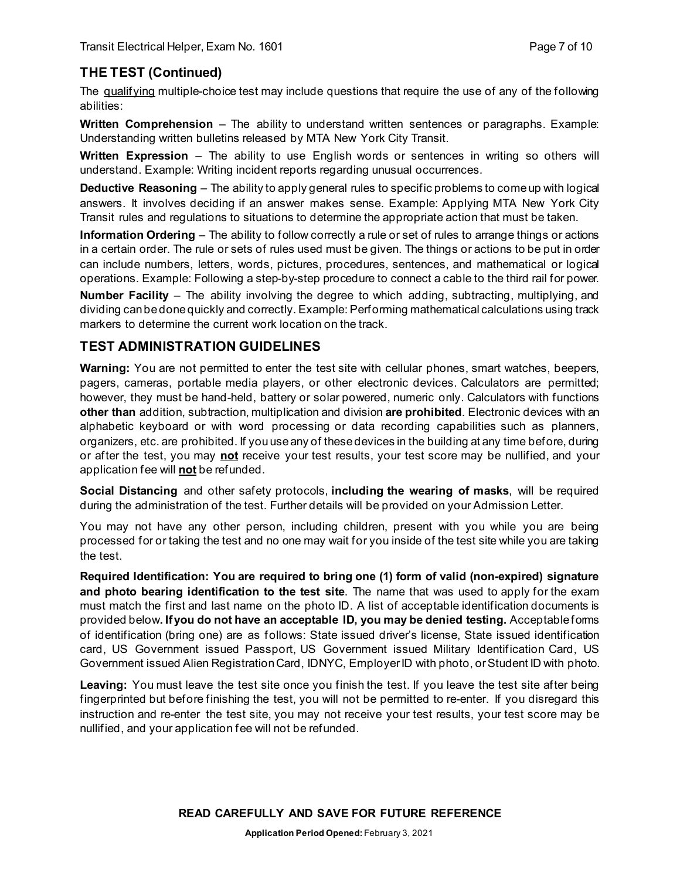## THE TEST (Continued)

The qualifying multiple-choice test may include questions that require the use of any of the following abilities:

**Written Comprehension** – The ability to understand written sentences or paragraphs. Example: Understanding written bulletins released by MTA New York City Transit.

**Written Expression** – The ability to use English words or sentences in writing so others will understand. Example: Writing incident reports regarding unusual occurrences.

**Deductive Reasoning** – The ability to apply general rules to specific problems to come up with logical answers. It involves deciding if an answer makes sense. Example: Applying MTA New York City Transit rules and regulations to situations to determine the appropriate action that must be taken.

**Information Ordering** – The ability to follow correctly a rule or set of rules to arrange things or actions in a certain order. The rule or sets of rules used must be given. The things or actions to be put in order can include numbers, letters, words, pictures, procedures, sentences, and mathematical or logical operations. Example: Following a step-by-step procedure to connect a cable to the third rail for power.

**Number Facility** – The ability involving the degree to which adding, subtracting, multiplying, and dividing can be done quickly and correctly. Example: Performing mathematical calculations using track markers to determine the current work location on the track.

## TEST ADMINISTRATION GUIDELINES

**Warning:** You are not permitted to enter the test site with cellular phones, smart watches, beepers, pagers, cameras, portable media players, or other electronic devices. Calculators are permitted; however, they must be hand-held, battery or solar powered, numeric only. Calculators with functions **other than** addition, subtraction, multiplication and division **are prohibited**. Electronic devices with an alphabetic keyboard or with word processing or data recording capabilities such as planners, organizers, etc. are prohibited. If you use any of these devices in the building at any time before, during or after the test, you may **not** receive your test results, your test score may be nullified, and your application fee will **not** be refunded.

**Social Distancing** and other safety protocols, **including the wearing of masks**, will be required during the administration of the test. Further details will be provided on your Admission Letter.

You may not have any other person, including children, present with you while you are being processed for or taking the test and no one may wait for you inside of the test site while you are taking the test.

**Required Identification: You are required to bring one (1) form of valid (non-expired) signature and photo bearing identification to the test site**. The name that was used to apply for the exam must match the first and last name on the photo ID. A list of acceptable identification documents is provided below**. If you do not have an acceptable ID, you may be denied testing.** Acceptable forms of identification (bring one) are as follows: State issued driver's license, State issued identification card, US Government issued Passport, US Government issued Military Identification Card, US Government issued Alien Registration Card, IDNYC, Employer ID with photo, or Student ID with photo.

**Leaving:** You must leave the test site once you finish the test. If you leave the test site after being fingerprinted but before finishing the test, you will not be permitted to re-enter. If you disregard this instruction and re-enter the test site, you may not receive your test results, your test score may be nullified, and your application fee will not be refunded.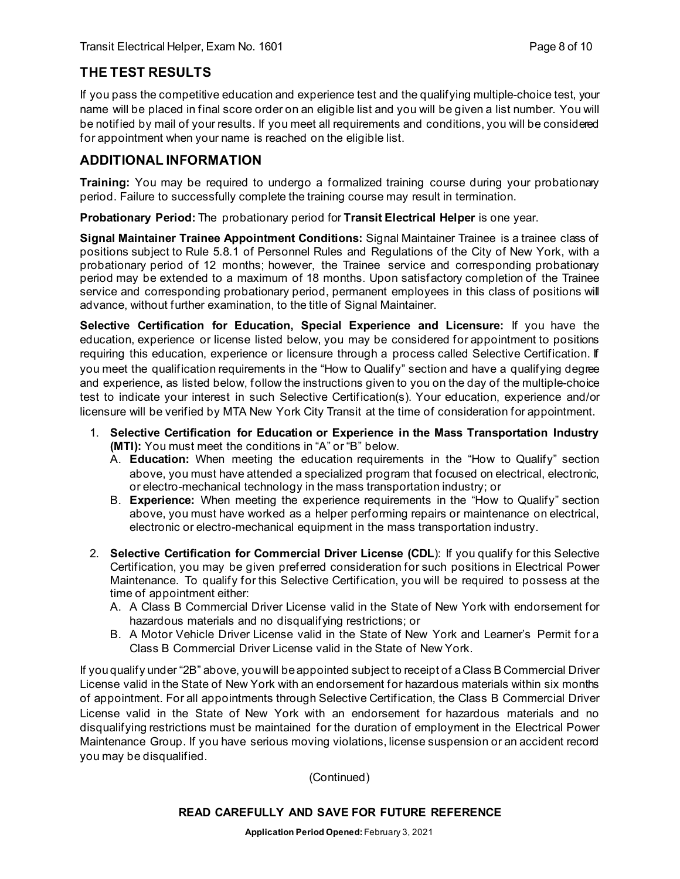## THE TEST RESULTS

If you pass the competitive education and experience test and the qualifying multiple-choice test, your name will be placed in final score order on an eligible list and you will be given a list number. You will be notified by mail of your results. If you meet all requirements and conditions, you will be considered for appointment when your name is reached on the eligible list.

## ADDITIONAL INFORMATION

**Training:** You may be required to undergo a formalized training course during your probationary period. Failure to successfully complete the training course may result in termination.

**Probationary Period:** The probationary period for **Transit Electrical Helper** is one year.

**Signal Maintainer Trainee Appointment Conditions:** Signal Maintainer Trainee is a trainee class of positions subject to Rule 5.8.1 of Personnel Rules and Regulations of the City of New York, with a probationary period of 12 months; however, the Trainee service and corresponding probationary period may be extended to a maximum of 18 months. Upon satisfactory completion of the Trainee service and corresponding probationary period, permanent employees in this class of positions will advance, without further examination, to the title of Signal Maintainer.

**Selective Certification for Education, Special Experience and Licensure:** If you have the education, experience or license listed below, you may be considered for appointment to positions requiring this education, experience or licensure through a process called Selective Certification. If you meet the qualification requirements in the "How to Qualify" section and have a qualifying degree and experience, as listed below, follow the instructions given to you on the day of the multiple-choice test to indicate your interest in such Selective Certification(s). Your education, experience and/or licensure will be verified by MTA New York City Transit at the time of consideration for appointment.

1. **Selective Certification for Education or Experience in the Mass Transportation Industry (MTI):** You must meet the conditions in "A" or "B" below.
   - A. **Education:** When meeting the education requirements in the "How to Qualify" section above, you must have attended a specialized program that focused on electrical, electronic, or electro-mechanical technology in the mass transportation industry; or
   - B. **Experience:** When meeting the experience requirements in the "How to Qualify" section above, you must have worked as a helper performing repairs or maintenance on electrical, electronic or electro-mechanical equipment in the mass transportation industry.

2. **Selective Certification for Commercial Driver License (CDL)**: If you qualify for this Selective Certification, you may be given preferred consideration for such positions in Electrical Power Maintenance. To qualify for this Selective Certification, you will be required to possess at the time of appointment either:
   - A. A Class B Commercial Driver License valid in the State of New York with endorsement for hazardous materials and no disqualifying restrictions; or
   - B. A Motor Vehicle Driver License valid in the State of New York and Learner's Permit for a Class B Commercial Driver License valid in the State of New York.

If you qualify under "2B" above, you will be appointed subject to receipt of a Class B Commercial Driver License valid in the State of New York with an endorsement for hazardous materials within six months of appointment. For all appointments through Selective Certification, the Class B Commercial Driver License valid in the State of New York with an endorsement for hazardous materials and no disqualifying restrictions must be maintained for the duration of employment in the Electrical Power Maintenance Group. If you have serious moving violations, license suspension or an accident record you may be disqualified.

(Continued)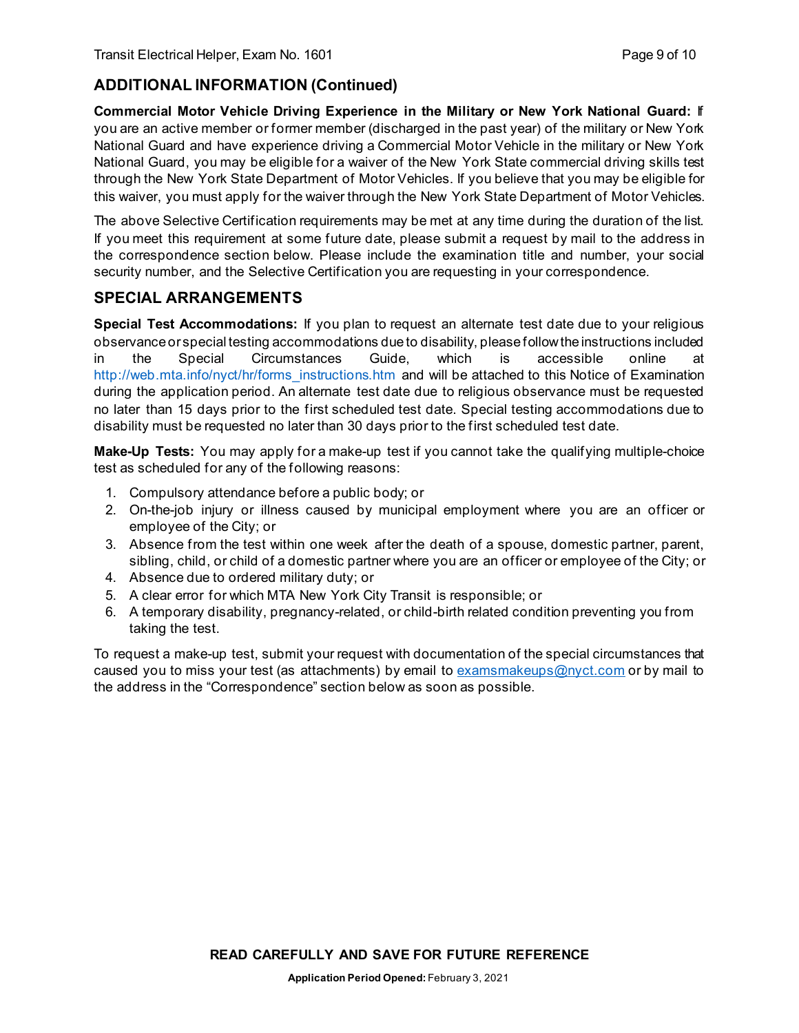## ADDITIONAL INFORMATION (Continued)

**Commercial Motor Vehicle Driving Experience in the Military or New York National Guard:** If you are an active member or former member (discharged in the past year) of the military or New York National Guard and have experience driving a Commercial Motor Vehicle in the military or New York National Guard, you may be eligible for a waiver of the New York State commercial driving skills test through the New York State Department of Motor Vehicles. If you believe that you may be eligible for this waiver, you must apply for the waiver through the New York State Department of Motor Vehicles.

The above Selective Certification requirements may be met at any time during the duration of the list. If you meet this requirement at some future date, please submit a request by mail to the address in the correspondence section below. Please include the examination title and number, your social security number, and the Selective Certification you are requesting in your correspondence.

## SPECIAL ARRANGEMENTS

**Special Test Accommodations:** If you plan to request an alternate test date due to your religious observance or special testing accommodations due to disability, please follow the instructions included in the Special Circumstances Guide, which is accessible online at http://web.mta.info/nyct/hr/forms_instructions.htm and will be attached to this Notice of Examination during the application period. An alternate test date due to religious observance must be requested no later than 15 days prior to the first scheduled test date. Special testing accommodations due to disability must be requested no later than 30 days prior to the first scheduled test date.

**Make-Up Tests:** You may apply for a make-up test if you cannot take the qualifying multiple-choice test as scheduled for any of the following reasons:

1. Compulsory attendance before a public body; or
2. On-the-job injury or illness caused by municipal employment where you are an officer or employee of the City; or
3. Absence from the test within one week after the death of a spouse, domestic partner, parent, sibling, child, or child of a domestic partner where you are an officer or employee of the City; or
4. Absence due to ordered military duty; or
5. A clear error for which MTA New York City Transit is responsible; or
6. A temporary disability, pregnancy-related, or child-birth related condition preventing you from taking the test.

To request a make-up test, submit your request with documentation of the special circumstances that caused you to miss your test (as attachments) by email to examsmakeups@nyct.com or by mail to the address in the "Correspondence" section below as soon as possible.

**READ CAREFULLY AND SAVE FOR FUTURE REFERENCE**

**Application Period Opened:** February 3, 2021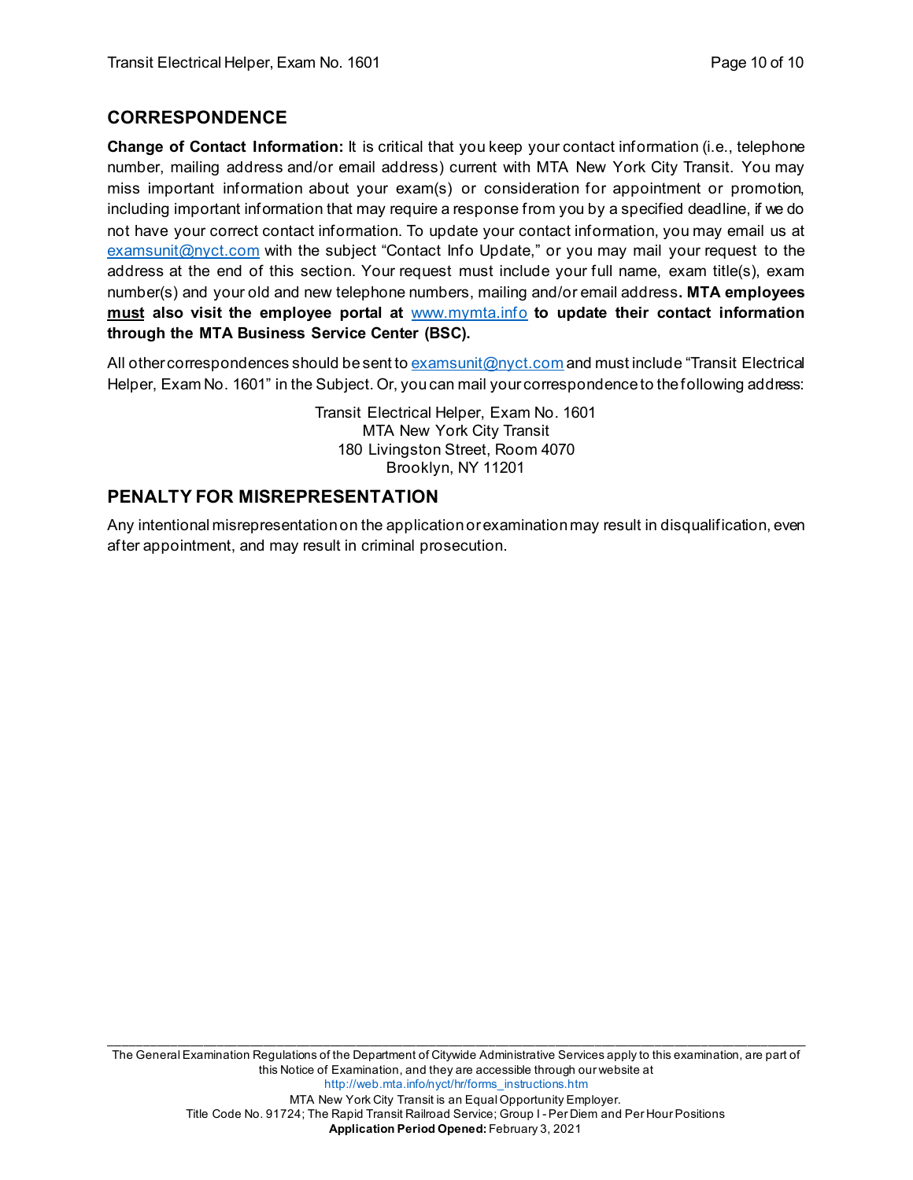## CORRESPONDENCE

**Change of Contact Information:** It is critical that you keep your contact information (i.e., telephone number, mailing address and/or email address) current with MTA New York City Transit. You may miss important information about your exam(s) or consideration for appointment or promotion, including important information that may require a response from you by a specified deadline, if we do not have your correct contact information. To update your contact information, you may email us at examsunit@nyct.com with the subject "Contact Info Update," or you may mail your request to the address at the end of this section. Your request must include your full name, exam title(s), exam number(s) and your old and new telephone numbers, mailing and/or email address**. MTA employees <u>must</u> also visit the employee portal at** www.mymta.info **to update their contact information through the MTA Business Service Center (BSC).**

All other correspondences should be sent to examsunit@nyct.com and must include "Transit Electrical Helper, Exam No. 1601" in the Subject. Or, you can mail your correspondence to the following address:

Transit Electrical Helper, Exam No. 1601
MTA New York City Transit
180 Livingston Street, Room 4070
Brooklyn, NY 11201

## PENALTY FOR MISREPRESENTATION

Any intentional misrepresentation on the application or examination may result in disqualification, even after appointment, and may result in criminal prosecution.

---

The General Examination Regulations of the Department of Citywide Administrative Services apply to this examination, are part of this Notice of Examination, and they are accessible through our website at http://web.mta.info/nyct/hr/forms_instructions.htm
MTA New York City Transit is an Equal Opportunity Employer.
Title Code No. 91724; The Rapid Transit Railroad Service; Group I - Per Diem and Per Hour Positions
**Application Period Opened:** February 3, 2021